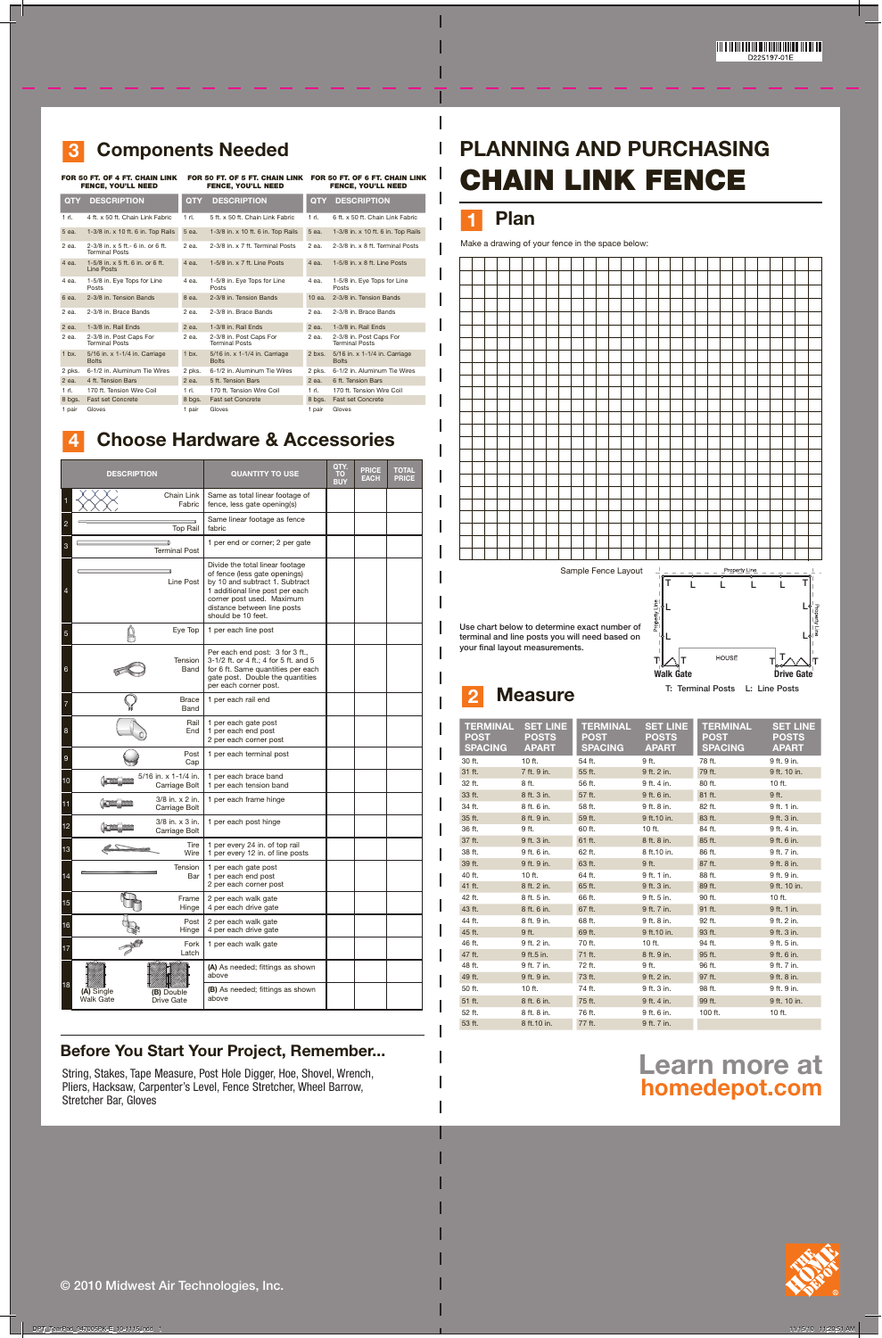# PLANNING AND PURCHASING CHAIN LINK FENCE

## 1 Plan

Make a drawing of your fence in the space below:

Sample Fence Layout

Property Line

T L L L L T

L L

L L

T T HOUSE T T

Walk Gate Drive Gate

T: Terminal Posts L: Line Posts

Use chart below to determine exact number of terminal and line posts you will need based on your final layout measurements.

## 2 Measure

| TERMINAL POST SPACING | SET LINE POSTS APART | TERMINAL POST SPACING | SET LINE POSTS APART | TERMINAL POST SPACING | SET LINE POSTS APART |
|---|---|---|---|---|---|
| 30 ft. | 10 ft. | 54 ft. | 9 ft. | 78 ft. | 9 ft. 9 in. |
| 31 ft. | 7 ft. 9 in. | 55 ft. | 9 ft. 2 in. | 79 ft. | 9 ft. 10 in. |
| 32 ft. | 8 ft. | 56 ft. | 9 ft. 4 in. | 80 ft. | 10 ft. |
| 33 ft. | 8 ft. 3 in. | 57 ft. | 9 ft. 6 in. | 81 ft. | 9 ft. |
| 34 ft. | 8 ft. 6 in. | 58 ft. | 9 ft. 8 in. | 82 ft. | 9 ft. 1 in. |
| 35 ft. | 8 ft. 9 in. | 59 ft. | 9 ft.10 in. | 83 ft. | 9 ft. 3 in. |
| 36 ft. | 9 ft. | 60 ft. | 10 ft. | 84 ft. | 9 ft. 4 in. |
| 37 ft. | 9 ft. 3 in. | 61 ft. | 8 ft. 8 in. | 85 ft. | 9 ft. 6 in. |
| 38 ft. | 9 ft. 6 in. | 62 ft. | 8 ft.10 in. | 86 ft. | 9 ft. 7 in. |
| 39 ft. | 9 ft. 9 in. | 63 ft. | 9 ft. | 87 ft. | 9 ft. 8 in. |
| 40 ft. | 10 ft. | 64 ft. | 9 ft. 1 in. | 88 ft. | 9 ft. 9 in. |
| 41 ft. | 8 ft. 2 in. | 65 ft. | 9 ft. 3 in. | 89 ft. | 9 ft. 10 in. |
| 42 ft. | 8 ft. 5 in. | 66 ft. | 9 ft. 5 in. | 90 ft. | 10 ft. |
| 43 ft. | 8 ft. 6 in. | 67 ft. | 9 ft. 7 in. | 91 ft. | 9 ft. 1 in. |
| 44 ft. | 8 ft. 9 in. | 68 ft. | 9 ft. 8 in. | 92 ft. | 9 ft. 2 in. |
| 45 ft. | 9 ft. | 69 ft. | 9 ft.10 in. | 93 ft. | 9 ft. 3 in. |
| 46 ft. | 9 ft. 2 in. | 70 ft. | 10 ft. | 94 ft. | 9 ft. 5 in. |
| 47 ft. | 9 ft.5 in. | 71 ft. | 8 ft. 9 in. | 95 ft. | 9 ft. 6 in. |
| 48 ft. | 9 ft. 7 in. | 72 ft. | 9 ft. | 96 ft. | 9 ft. 7 in. |
| 49 ft. | 9 ft. 9 in. | 73 ft. | 9 ft. 2 in. | 97 ft. | 9 ft. 8 in. |
| 50 ft. | 10 ft. | 74 ft. | 9 ft. 3 in. | 98 ft. | 9 ft. 9 in. |
| 51 ft. | 8 ft. 6 in. | 75 ft. | 9 ft. 4 in. | 99 ft. | 9 ft. 10 in. |
| 52 ft. | 8 ft. 8 in. | 76 ft. | 9 ft. 6 in. | 100 ft. | 10 ft. |
| 53 ft. | 8 ft.10 in. | 77 ft. | 9 ft. 7 in. | | |

## 3 Components Needed

| FOR 50 FT. OF 4 FT. CHAIN LINK FENCE, YOU'LL NEED | | FOR 50 FT. OF 5 FT. CHAIN LINK FENCE, YOU'LL NEED | | FOR 50 FT. OF 6 FT. CHAIN LINK FENCE, YOU'LL NEED | |
|---|---|---|---|---|---|
| QTY | DESCRIPTION | QTY | DESCRIPTION | QTY | DESCRIPTION |
| 1 rl. | 4 ft. x 50 ft. Chain Link Fabric | 1 rl. | 5 ft. x 50 ft. Chain Link Fabric | 1 rl. | 6 ft. x 50 ft. Chain Link Fabric |
| 5 ea. | 1-3/8 in. x 10 ft. 6 in. Top Rails | 5 ea. | 1-3/8 in. x 10 ft. 6 in. Top Rails | 5 ea. | 1-3/8 in. x 10 ft. 6 in. Top Rails |
| 2 ea. | 2-3/8 in. x 5 ft.- 6 in. or 6 ft. Terminal Posts | 2 ea. | 2-3/8 in. x 7 ft. Terminal Posts | 2 ea. | 2-3/8 in. x 8 ft. Terminal Posts |
| 4 ea. | 1-5/8 in. x 5 ft. 6 in. or 6 ft. Line Posts | 4 ea. | 1-5/8 in. x 7 ft. Line Posts | 4 ea. | 1-5/8 in. x 8 ft. Line Posts |
| 4 ea. | 1-5/8 in. Eye Tops for Line Posts | 4 ea. | 1-5/8 in. Eye Tops for Line Posts | 4 ea. | 1-5/8 in. Eye Tops for Line Posts |
| 6 ea. | 2-3/8 in. Tension Bands | 8 ea. | 2-3/8 in. Tension Bands | 10 ea. | 2-3/8 in. Tension Bands |
| 2 ea. | 2-3/8 in. Brace Bands | 2 ea. | 2-3/8 in. Brace Bands | 2 ea. | 2-3/8 in. Brace Bands |
| 2 ea. | 1-3/8 in. Rail Ends | 2 ea. | 1-3/8 in. Rail Ends | 2 ea. | 1-3/8 in. Rail Ends |
| 2 ea. | 2-3/8 in. Post Caps For Terminal Posts | 2 ea. | 2-3/8 in. Post Caps For Terminal Posts | 2 ea. | 2-3/8 in. Post Caps For Terminal Posts |
| 1 bx. | 5/16 in. x 1-1/4 in. Carriage Bolts | 1 bx. | 5/16 in. x 1-1/4 in. Carriage Bolts | 2 bxs. | 5/16 in. x 1-1/4 in. Carriage Bolts |
| 2 pks. | 6-1/2 in. Aluminum Tie Wires | 2 pks. | 6-1/2 in. Aluminum Tie Wires | 2 pks. | 6-1/2 in. Aluminum Tie Wires |
| 2 ea. | 4 ft. Tension Bars | 2 ea. | 5 ft. Tension Bars | 2 ea. | 6 ft. Tension Bars |
| 1 rl. | 170 ft. Tension Wire Coil | 1 rl. | 170 ft. Tension Wire Coil | 1 rl. | 170 ft. Tension Wire Coil |
| 8 bgs. | Fast set Concrete | 8 bgs. | Fast set Concrete | 8 bgs. | Fast set Concrete |
| 1 pair | Gloves | 1 pair | Gloves | 1 pair | Gloves |

## 4 Choose Hardware & Accessories

| | DESCRIPTION | QUANTITY TO USE | QTY. TO BUY | PRICE EACH | TOTAL PRICE |
|---|---|---|---|---|---|
| 1 | Chain Link Fabric | Same as total linear footage of fence, less gate opening(s) | | | |
| 2 | Top Rail | Same linear footage as fence fabric | | | |
| 3 | Terminal Post | 1 per end or corner; 2 per gate | | | |
| 4 | Line Post | Divide the total linear footage of fence (less gate openings) by 10 and subtract 1. Subtract 1 additional line post per each corner post used. Maximum distance between line posts should be 10 feet. | | | |
| 5 | Eye Top | 1 per each line post | | | |
| 6 | Tension Band | Per each end post: 3 for 3 ft., 3-1/2 ft. or 4 ft.; 4 for 5 ft. and 5 for 6 ft. Same quantities per each gate post. Double the quantities per each corner post. | | | |
| 7 | Brace Band | 1 per each rail end | | | |
| 8 | Rail End | 1 per each gate post<br>1 per each end post<br>2 per each corner post | | | |
| 9 | Post Cap | 1 per each terminal post | | | |
| 10 | 5/16 in. x 1-1/4 in. Carriage Bolt | 1 per each brace band<br>1 per each tension band | | | |
| 11 | 3/8 in. x 2 in. Carriage Bolt | 1 per each frame hinge | | | |
| 12 | 3/8 in. x 3 in. Carriage Bolt | 1 per each post hinge | | | |
| 13 | Tire Wire | 1 per every 24 in. of top rail<br>1 per every 12 in. of line posts | | | |
| 14 | Tension Bar | 1 per each gate post<br>1 per each end post<br>2 per each corner post | | | |
| 15 | Frame Hinge | 2 per each walk gate<br>4 per each drive gate | | | |
| 16 | Post Hinge | 2 per each walk gate<br>4 per each drive gate | | | |
| 17 | Fork Latch | 1 per each walk gate | | | |
| 18 | (A) Single Walk Gate | (A) As needed; fittings as shown above | | | |
| | (B) Double Drive Gate | (B) As needed; fittings as shown above | | | |

## Before You Start Your Project, Remember...

String, Stakes, Tape Measure, Post Hole Digger, Hoe, Shovel, Wrench, Pliers, Hacksaw, Carpenter's Level, Fence Stretcher, Wheel Barrow, Stretcher Bar, Gloves

Learn more at
homedepot.com

© 2010 Midwest Air Technologies, Inc.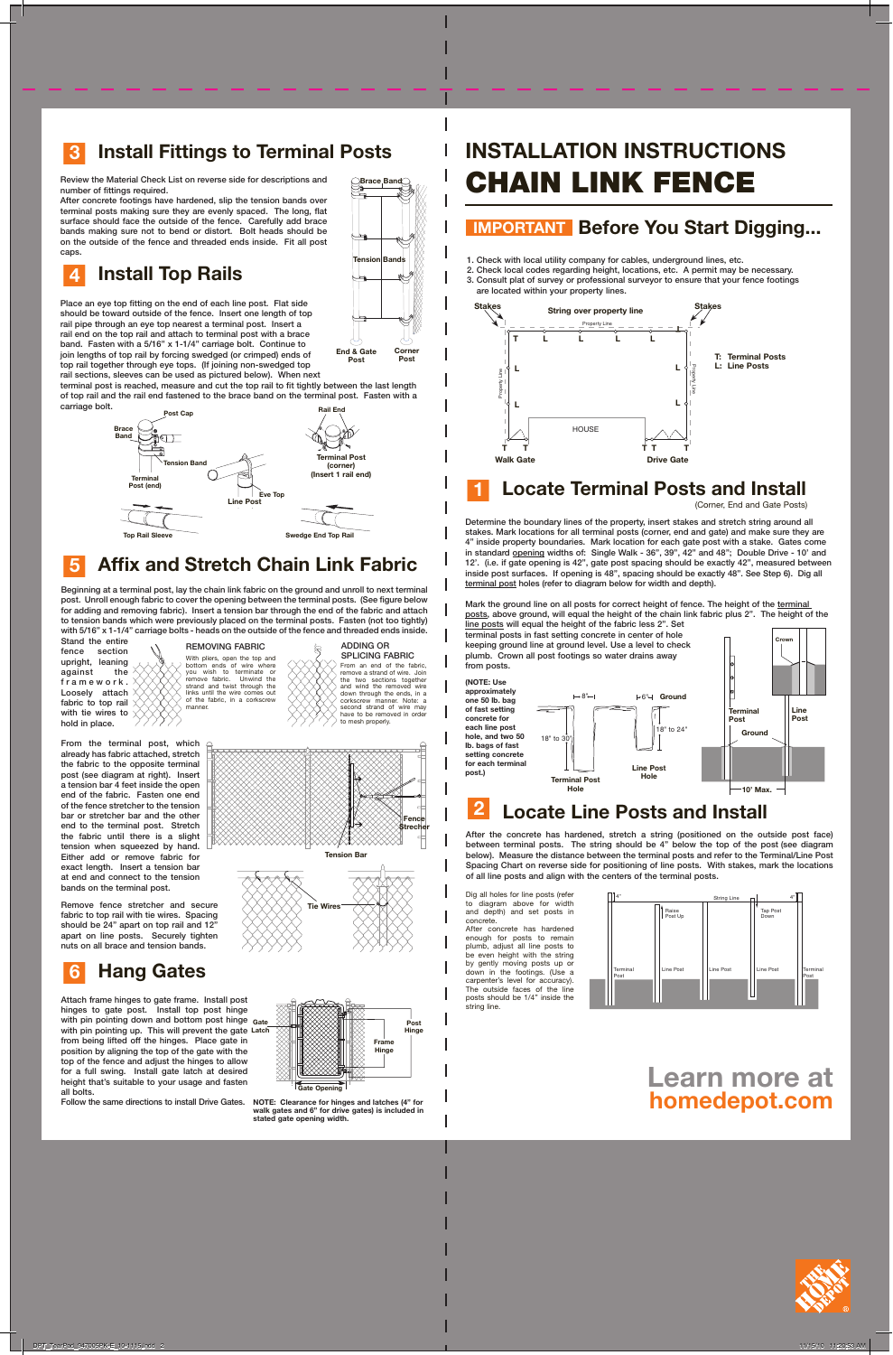# INSTALLATION INSTRUCTIONS

# CHAIN LINK FENCE

## IMPORTANT Before You Start Digging...

1. Check with local utility company for cables, underground lines, etc.
2. Check local codes regarding height, locations, etc. A permit may be necessary.
3. Consult plat of survey or professional surveyor to ensure that your fence footings are located within your property lines.

Stakes
String over property line
Stakes
Property Line
HOUSE
Walk Gate
Drive Gate

T: Terminal Posts
L: Line Posts

## 1 Locate Terminal Posts and Install

(Corner, End and Gate Posts)

Determine the boundary lines of the property, insert stakes and stretch string around all stakes. Mark locations for all terminal posts (corner, end and gate) and make sure they are 4" inside property boundaries. Mark location for each gate post with a stake. Gates come in standard opening widths of: Single Walk - 36", 39", 42" and 48"; Double Drive - 10' and 12'. (i.e. if gate opening is 42", gate post spacing should be exactly 42", measured between inside post surfaces. If opening is 48", spacing should be exactly 48". See Step 6). Dig all terminal post holes (refer to diagram below for width and depth).

Mark the ground line on all posts for correct height of fence. The height of the terminal posts, above ground, will equal the height of the chain link fabric plus 2". The height of the line posts will equal the height of the fabric less 2". Set terminal posts in fast setting concrete in center of hole keeping ground line at ground level. Use a level to check plumb. Crown all post footings so water drains away from posts.

**(NOTE: Use approximately one 50 lb. bag of fast setting concrete for each line post hole, and two 50 lb. bags of fast setting concrete for each terminal post.)**

8"
18" to 30"
Terminal Post Hole
6"
Ground
18" to 24"
Line Post Hole
Crown
Terminal Post
Line Post
Ground
10' Max.

## 2 Locate Line Posts and Install

After the concrete has hardened, stretch a string (positioned on the outside post face) between terminal posts. The string should be 4" below the top of the post (see diagram below). Measure the distance between the terminal posts and refer to the Terminal/Line Post Spacing Chart on reverse side for positioning of line posts. With stakes, mark the locations of all line posts and align with the centers of the terminal posts.

Dig all holes for line posts (refer to diagram above for width and depth) and set posts in concrete.

After concrete has hardened enough for posts to remain plumb, adjust all line posts to be even height with the string by gently moving posts up or down in the footings. (Use a carpenter's level for accuracy). The outside faces of the line posts should be 1/4" inside the string line.

4"
String Line
4"
Raise Post Up
Tap Post Down
Terminal Post
Line Post
Line Post
Line Post
Terminal Post

## 3 Install Fittings to Terminal Posts

Review the Material Check List on reverse side for descriptions and number of fittings required.

After concrete footings have hardened, slip the tension bands over terminal posts making sure they are evenly spaced. The long, flat surface should face the outside of the fence. Carefully add brace bands making sure not to bend or distort. Bolt heads should be on the outside of the fence and threaded ends inside. Fit all post caps.

Brace Band
Tension Bands
End & Gate Post
Corner Post

## 4 Install Top Rails

Place an eye top fitting on the end of each line post. Flat side should be toward outside of the fence. Insert one length of top rail pipe through an eye top nearest a terminal post. Insert a rail end on the top rail and attach to terminal post with a brace band. Fasten with a 5/16" x 1-1/4" carriage bolt. Continue to join lengths of top rail by forcing swedged (or crimped) ends of top rail together through eye tops. (If joining non-swedged top rail sections, sleeves can be used as pictured below). When next terminal post is reached, measure and cut the top rail to fit tightly between the last length of top rail and the rail end fastened to the brace band on the terminal post. Fasten with a carriage bolt.

Post Cap
Brace Band
Tension Band
Terminal Post (end)
Line Post
Eye Top
Rail End
Terminal Post (corner) (Insert 1 rail end)
Top Rail Sleeve
Swedge End Top Rail

## 5 Affix and Stretch Chain Link Fabric

Beginning at a terminal post, lay the chain link fabric on the ground and unroll to next terminal post. Unroll enough fabric to cover the opening between the terminal posts. (See figure below for adding and removing fabric). Insert a tension bar through the end of the fabric and attach to tension bands which were previously placed on the terminal posts. Fasten (not too tightly) with 5/16" x 1-1/4" carriage bolts - heads on the outside of the fence and threaded ends inside.

Stand the entire fence section upright, leaning against the framework. Loosely attach fabric to top rail with tie wires to hold in place.

**REMOVING FABRIC**

With pliers, open the top and bottom ends of wire where you wish to terminate or remove fabric. Unwind the strand and twist through the links until the wire comes out of the fabric, in a corkscrew manner.

**ADDING OR SPLICING FABRIC**

From an end of the fabric, remove a strand of wire. Join the two sections together and wind the removed wire down through the ends, in a corkscrew manner. Note: a second strand of wire may have to be removed in order to mesh properly.

From the terminal post, which already has fabric attached, stretch the fabric to the opposite terminal post (see diagram at right). Insert a tension bar 4 feet inside the open end of the fabric. Fasten one end of the fence stretcher to the tension bar or stretcher bar and the other end to the terminal post. Stretch the fabric until there is a slight tension when squeezed by hand. Either add or remove fabric for exact length. Insert a tension bar at end and connect to the tension bands on the terminal post.

Fence Strecher
Tension Bar

Remove fence stretcher and secure fabric to top rail with tie wires. Spacing should be 24" apart on top rail and 12" apart on line posts. Securely tighten nuts on all brace and tension bands.

Tie Wires

## 6 Hang Gates

Attach frame hinges to gate frame. Install post hinges to gate post. Install top post hinge with pin pointing down and bottom post hinge with pin pointing up. This will prevent the gate from being lifted off the hinges. Place gate in position by aligning the top of the gate with the top of the fence and adjust the hinges to allow for a full swing. Install gate latch at desired height that's suitable to your usage and fasten all bolts.

Follow the same directions to install Drive Gates.

Gate Latch
Post Hinge
Frame Hinge
Gate Opening

**NOTE: Clearance for hinges and latches (4" for walk gates and 6" for drive gates) is included in stated gate opening width.**

Learn more at
homedepot.com